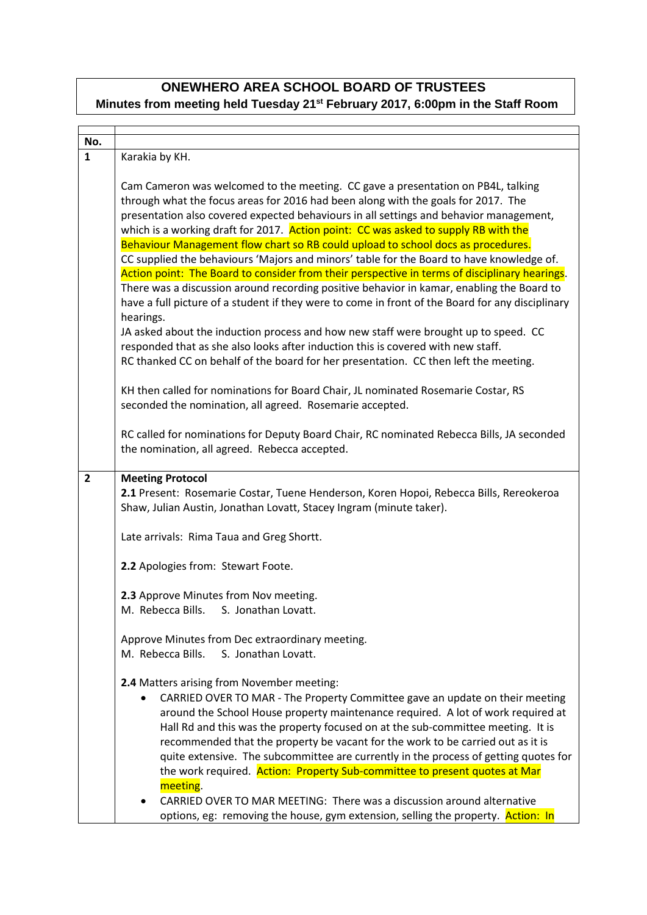# ONEWHERO AREA SCHOOL BOARD OF TRUSTEES

## Minutes from meeting held Tuesday 21st February 2017, 6:00pm in the Staff Room

| No. | |
|---|---|
| 1 | Karakia by KH.<br><br>Cam Cameron was welcomed to the meeting. CC gave a presentation on PB4L, talking through what the focus areas for 2016 had been along with the goals for 2017. The presentation also covered expected behaviours in all settings and behavior management, which is a working draft for 2017. Action point: CC was asked to supply RB with the Behaviour Management flow chart so RB could upload to school docs as procedures.<br>CC supplied the behaviours 'Majors and minors' table for the Board to have knowledge of. Action point: The Board to consider from their perspective in terms of disciplinary hearings.<br>There was a discussion around recording positive behavior in kamar, enabling the Board to have a full picture of a student if they were to come in front of the Board for any disciplinary hearings.<br>JA asked about the induction process and how new staff were brought up to speed. CC responded that as she also looks after induction this is covered with new staff.<br>RC thanked CC on behalf of the board for her presentation. CC then left the meeting.<br><br>KH then called for nominations for Board Chair, JL nominated Rosemarie Costar, RS seconded the nomination, all agreed. Rosemarie accepted.<br><br>RC called for nominations for Deputy Board Chair, RC nominated Rebecca Bills, JA seconded the nomination, all agreed. Rebecca accepted. |
| 2 | **Meeting Protocol**<br>**2.1** Present: Rosemarie Costar, Tuene Henderson, Koren Hopoi, Rebecca Bills, Rereokeroa Shaw, Julian Austin, Jonathan Lovatt, Stacey Ingram (minute taker).<br><br>Late arrivals: Rima Taua and Greg Shortt.<br><br>**2.2** Apologies from: Stewart Foote.<br><br>**2.3** Approve Minutes from Nov meeting.<br>M. Rebecca Bills. S. Jonathan Lovatt.<br><br>Approve Minutes from Dec extraordinary meeting.<br>M. Rebecca Bills. S. Jonathan Lovatt.<br><br>**2.4** Matters arising from November meeting:<br>• CARRIED OVER TO MAR - The Property Committee gave an update on their meeting around the School House property maintenance required. A lot of work required at Hall Rd and this was the property focused on at the sub-committee meeting. It is recommended that the property be vacant for the work to be carried out as it is quite extensive. The subcommittee are currently in the process of getting quotes for the work required. Action: Property Sub-committee to present quotes at Mar meeting.<br>• CARRIED OVER TO MAR MEETING: There was a discussion around alternative options, eg: removing the house, gym extension, selling the property. Action: In |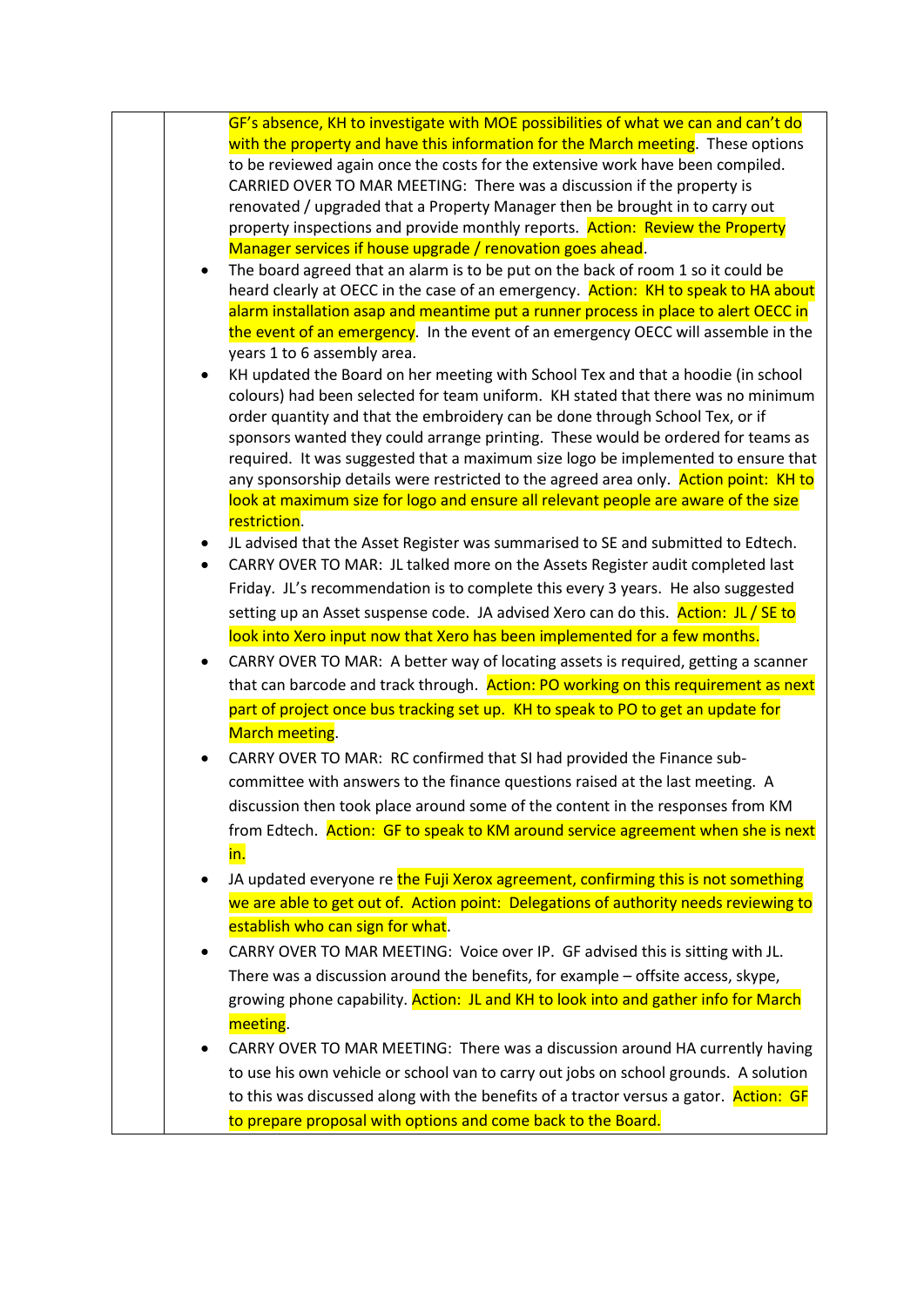| | |
|---|---|
| | GF's absence, KH to investigate with MOE possibilities of what we can and can't do with the property and have this information for the March meeting. These options to be reviewed again once the costs for the extensive work have been compiled. CARRIED OVER TO MAR MEETING: There was a discussion if the property is renovated / upgraded that a Property Manager then be brought in to carry out property inspections and provide monthly reports. Action: Review the Property Manager services if house upgrade / renovation goes ahead.<br>• The board agreed that an alarm is to be put on the back of room 1 so it could be heard clearly at OECC in the case of an emergency. Action: KH to speak to HA about alarm installation asap and meantime put a runner process in place to alert OECC in the event of an emergency. In the event of an emergency OECC will assemble in the years 1 to 6 assembly area.<br>• KH updated the Board on her meeting with School Tex and that a hoodie (in school colours) had been selected for team uniform. KH stated that there was no minimum order quantity and that the embroidery can be done through School Tex, or if sponsors wanted they could arrange printing. These would be ordered for teams as required. It was suggested that a maximum size logo be implemented to ensure that any sponsorship details were restricted to the agreed area only. Action point: KH to look at maximum size for logo and ensure all relevant people are aware of the size restriction.<br>• JL advised that the Asset Register was summarised to SE and submitted to Edtech.<br>• CARRY OVER TO MAR: JL talked more on the Assets Register audit completed last Friday. JL's recommendation is to complete this every 3 years. He also suggested setting up an Asset suspense code. JA advised Xero can do this. Action: JL / SE to look into Xero input now that Xero has been implemented for a few months.<br>• CARRY OVER TO MAR: A better way of locating assets is required, getting a scanner that can barcode and track through. Action: PO working on this requirement as next part of project once bus tracking set up. KH to speak to PO to get an update for March meeting.<br>• CARRY OVER TO MAR: RC confirmed that SI had provided the Finance sub-committee with answers to the finance questions raised at the last meeting. A discussion then took place around some of the content in the responses from KM from Edtech. Action: GF to speak to KM around service agreement when she is next in.<br>• JA updated everyone re the Fuji Xerox agreement, confirming this is not something we are able to get out of. Action point: Delegations of authority needs reviewing to establish who can sign for what.<br>• CARRY OVER TO MAR MEETING: Voice over IP. GF advised this is sitting with JL. There was a discussion around the benefits, for example – offsite access, skype, growing phone capability. Action: JL and KH to look into and gather info for March meeting.<br>• CARRY OVER TO MAR MEETING: There was a discussion around HA currently having to use his own vehicle or school van to carry out jobs on school grounds. A solution to this was discussed along with the benefits of a tractor versus a gator. Action: GF to prepare proposal with options and come back to the Board. |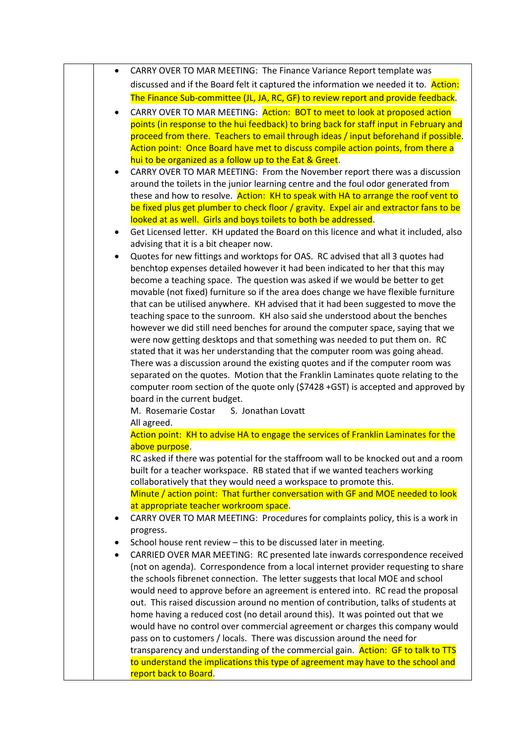- CARRY OVER TO MAR MEETING: The Finance Variance Report template was discussed and if the Board felt it captured the information we needed it to. Action: The Finance Sub-committee (JL, JA, RC, GF) to review report and provide feedback.
- CARRY OVER TO MAR MEETING: Action: BOT to meet to look at proposed action points (in response to the hui feedback) to bring back for staff input in February and proceed from there. Teachers to email through ideas / input beforehand if possible. Action point: Once Board have met to discuss compile action points, from there a hui to be organized as a follow up to the Eat & Greet.
- CARRY OVER TO MAR MEETING: From the November report there was a discussion around the toilets in the junior learning centre and the foul odor generated from these and how to resolve. Action: KH to speak with HA to arrange the roof vent to be fixed plus get plumber to check floor / gravity. Expel air and extractor fans to be looked at as well. Girls and boys toilets to both be addressed.
- Get Licensed letter. KH updated the Board on this licence and what it included, also advising that it is a bit cheaper now.
- Quotes for new fittings and worktops for OAS. RC advised that all 3 quotes had benchtop expenses detailed however it had been indicated to her that this may become a teaching space. The question was asked if we would be better to get movable (not fixed) furniture so if the area does change we have flexible furniture that can be utilised anywhere. KH advised that it had been suggested to move the teaching space to the sunroom. KH also said she understood about the benches however we did still need benches for around the computer space, saying that we were now getting desktops and that something was needed to put them on. RC stated that it was her understanding that the computer room was going ahead. There was a discussion around the existing quotes and if the computer room was separated on the quotes. Motion that the Franklin Laminates quote relating to the computer room section of the quote only ($7428 +GST) is accepted and approved by board in the current budget.
  M. Rosemarie Costar S. Jonathan Lovatt
  All agreed.
  Action point: KH to advise HA to engage the services of Franklin Laminates for the above purpose.
  RC asked if there was potential for the staffroom wall to be knocked out and a room built for a teacher workspace. RB stated that if we wanted teachers working collaboratively that they would need a workspace to promote this.
  Minute / action point: That further conversation with GF and MOE needed to look at appropriate teacher workroom space.
- CARRY OVER TO MAR MEETING: Procedures for complaints policy, this is a work in progress.
- School house rent review – this to be discussed later in meeting.
- CARRIED OVER MAR MEETING: RC presented late inwards correspondence received (not on agenda). Correspondence from a local internet provider requesting to share the schools fibrenet connection. The letter suggests that local MOE and school would need to approve before an agreement is entered into. RC read the proposal out. This raised discussion around no mention of contribution, talks of students at home having a reduced cost (no detail around this). It was pointed out that we would have no control over commercial agreement or charges this company would pass on to customers / locals. There was discussion around the need for transparency and understanding of the commercial gain. Action: GF to talk to TTS to understand the implications this type of agreement may have to the school and report back to Board.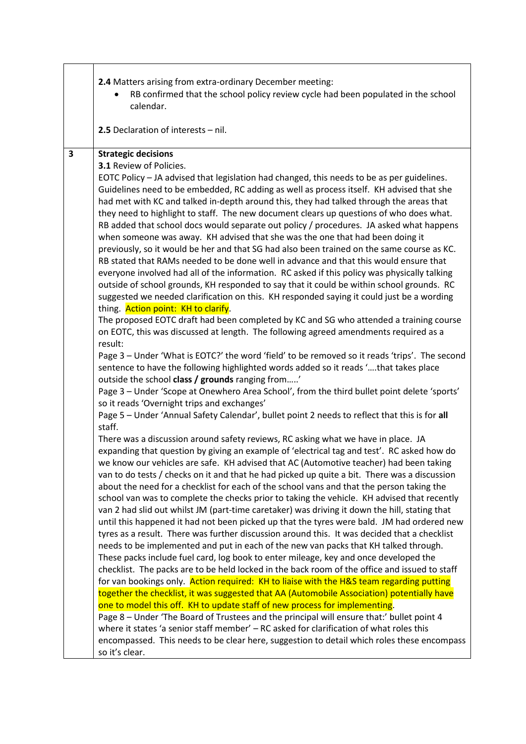| | |
|---|---|
| | **2.4** Matters arising from extra-ordinary December meeting:<br>• RB confirmed that the school policy review cycle had been populated in the school calendar.<br><br>**2.5** Declaration of interests – nil. |
| **3** | **Strategic decisions**<br>**3.1** Review of Policies.<br>EOTC Policy – JA advised that legislation had changed, this needs to be as per guidelines. Guidelines need to be embedded, RC adding as well as process itself. KH advised that she had met with KC and talked in-depth around this, they had talked through the areas that they need to highlight to staff. The new document clears up questions of who does what. RB added that school docs would separate out policy / procedures. JA asked what happens when someone was away. KH advised that she was the one that had been doing it previously, so it would be her and that SG had also been trained on the same course as KC. RB stated that RAMs needed to be done well in advance and that this would ensure that everyone involved had all of the information. RC asked if this policy was physically talking outside of school grounds, KH responded to say that it could be within school grounds. RC suggested we needed clarification on this. KH responded saying it could just be a wording thing. Action point: KH to clarify.<br>The proposed EOTC draft had been completed by KC and SG who attended a training course on EOTC, this was discussed at length. The following agreed amendments required as a result:<br>Page 3 – Under 'What is EOTC?' the word 'field' to be removed so it reads 'trips'. The second sentence to have the following highlighted words added so it reads '….that takes place outside the school **class / grounds** ranging from…..'<br>Page 3 – Under 'Scope at Onewhero Area School', from the third bullet point delete 'sports' so it reads 'Overnight trips and exchanges'<br>Page 5 – Under 'Annual Safety Calendar', bullet point 2 needs to reflect that this is for **all** staff.<br>There was a discussion around safety reviews, RC asking what we have in place. JA expanding that question by giving an example of 'electrical tag and test'. RC asked how do we know our vehicles are safe. KH advised that AC (Automotive teacher) had been taking van to do tests / checks on it and that he had picked up quite a bit. There was a discussion about the need for a checklist for each of the school vans and that the person taking the school van was to complete the checks prior to taking the vehicle. KH advised that recently van 2 had slid out whilst JM (part-time caretaker) was driving it down the hill, stating that until this happened it had not been picked up that the tyres were bald. JM had ordered new tyres as a result. There was further discussion around this. It was decided that a checklist needs to be implemented and put in each of the new van packs that KH talked through. These packs include fuel card, log book to enter mileage, key and once developed the checklist. The packs are to be held locked in the back room of the office and issued to staff for van bookings only. Action required: KH to liaise with the H&S team regarding putting together the checklist, it was suggested that AA (Automobile Association) potentially have one to model this off. KH to update staff of new process for implementing.<br>Page 8 – Under 'The Board of Trustees and the principal will ensure that:' bullet point 4 where it states 'a senior staff member' – RC asked for clarification of what roles this encompassed. This needs to be clear here, suggestion to detail which roles these encompass so it's clear. |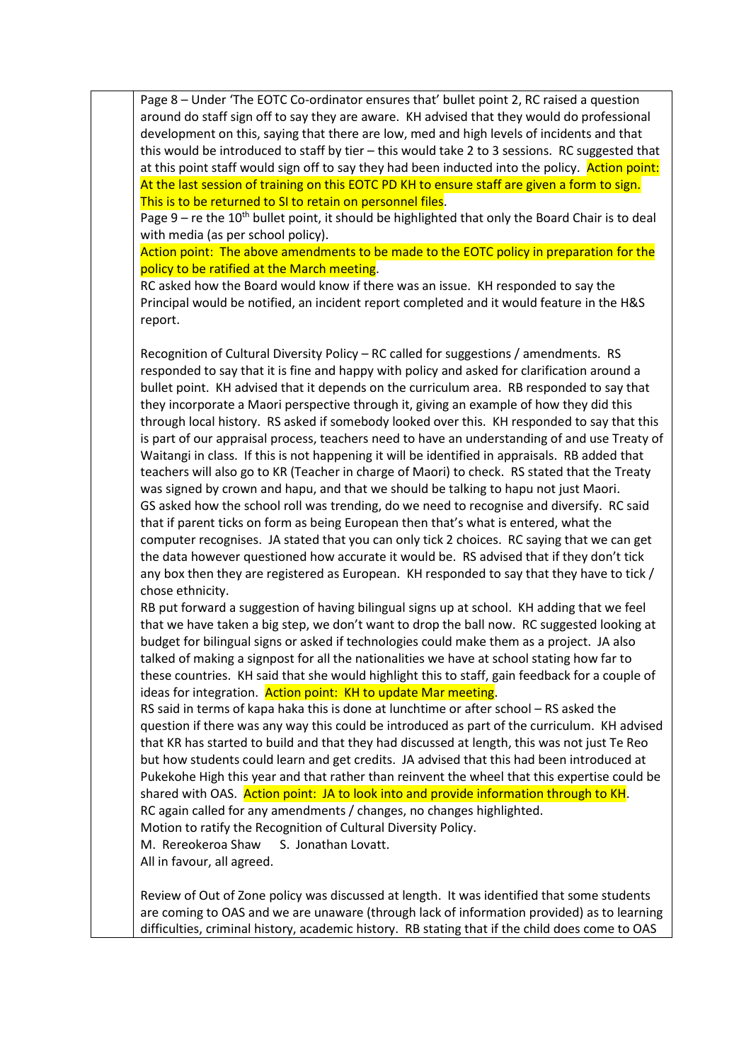Page 8 – Under 'The EOTC Co-ordinator ensures that' bullet point 2, RC raised a question around do staff sign off to say they are aware. KH advised that they would do professional development on this, saying that there are low, med and high levels of incidents and that this would be introduced to staff by tier – this would take 2 to 3 sessions. RC suggested that at this point staff would sign off to say they had been inducted into the policy. Action point: At the last session of training on this EOTC PD KH to ensure staff are given a form to sign. This is to be returned to SI to retain on personnel files.

Page 9 – re the 10th bullet point, it should be highlighted that only the Board Chair is to deal with media (as per school policy).

Action point: The above amendments to be made to the EOTC policy in preparation for the policy to be ratified at the March meeting.

RC asked how the Board would know if there was an issue. KH responded to say the Principal would be notified, an incident report completed and it would feature in the H&S report.

Recognition of Cultural Diversity Policy – RC called for suggestions / amendments. RS responded to say that it is fine and happy with policy and asked for clarification around a bullet point. KH advised that it depends on the curriculum area. RB responded to say that they incorporate a Maori perspective through it, giving an example of how they did this through local history. RS asked if somebody looked over this. KH responded to say that this is part of our appraisal process, teachers need to have an understanding of and use Treaty of Waitangi in class. If this is not happening it will be identified in appraisals. RB added that teachers will also go to KR (Teacher in charge of Maori) to check. RS stated that the Treaty was signed by crown and hapu, and that we should be talking to hapu not just Maori.

GS asked how the school roll was trending, do we need to recognise and diversify. RC said that if parent ticks on form as being European then that's what is entered, what the computer recognises. JA stated that you can only tick 2 choices. RC saying that we can get the data however questioned how accurate it would be. RS advised that if they don't tick any box then they are registered as European. KH responded to say that they have to tick / chose ethnicity.

RB put forward a suggestion of having bilingual signs up at school. KH adding that we feel that we have taken a big step, we don't want to drop the ball now. RC suggested looking at budget for bilingual signs or asked if technologies could make them as a project. JA also talked of making a signpost for all the nationalities we have at school stating how far to these countries. KH said that she would highlight this to staff, gain feedback for a couple of ideas for integration. Action point: KH to update Mar meeting.

RS said in terms of kapa haka this is done at lunchtime or after school – RS asked the question if there was any way this could be introduced as part of the curriculum. KH advised that KR has started to build and that they had discussed at length, this was not just Te Reo but how students could learn and get credits. JA advised that this had been introduced at Pukekohe High this year and that rather than reinvent the wheel that this expertise could be shared with OAS. Action point: JA to look into and provide information through to KH.

RC again called for any amendments / changes, no changes highlighted.

Motion to ratify the Recognition of Cultural Diversity Policy.

M. Rereokeroa Shaw S. Jonathan Lovatt.

All in favour, all agreed.

Review of Out of Zone policy was discussed at length. It was identified that some students are coming to OAS and we are unaware (through lack of information provided) as to learning difficulties, criminal history, academic history. RB stating that if the child does come to OAS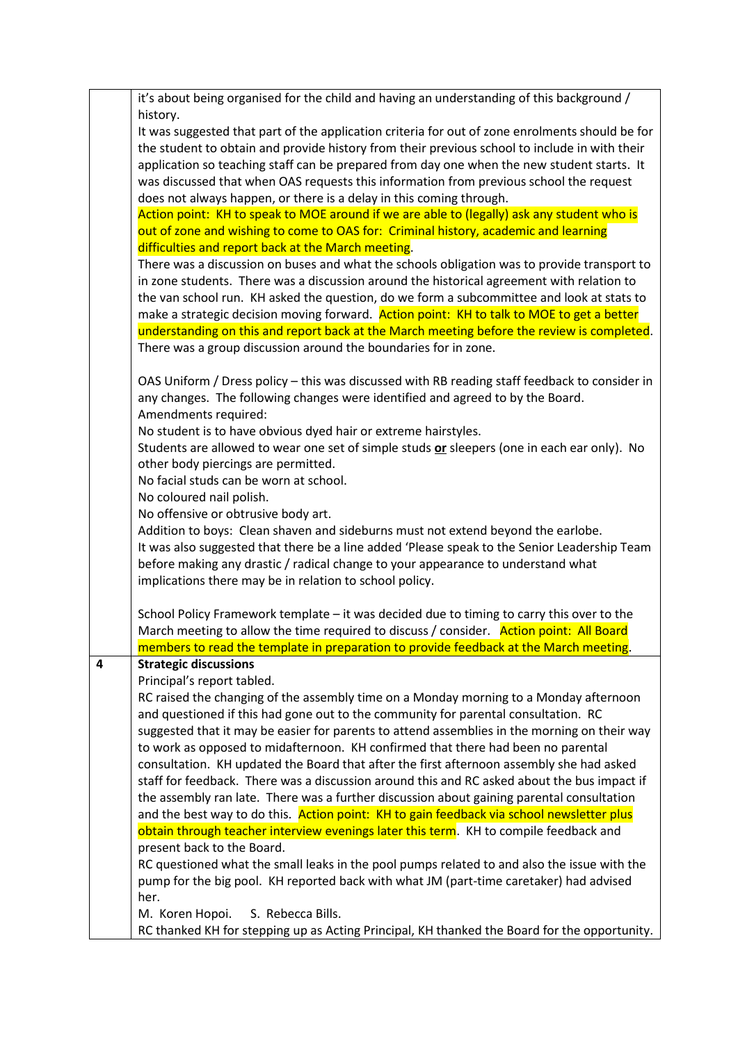| | |
|---|---|
| | it's about being organised for the child and having an understanding of this background / history.<br>It was suggested that part of the application criteria for out of zone enrolments should be for the student to obtain and provide history from their previous school to include in with their application so teaching staff can be prepared from day one when the new student starts. It was discussed that when OAS requests this information from previous school the request does not always happen, or there is a delay in this coming through.<br>Action point: KH to speak to MOE around if we are able to (legally) ask any student who is out of zone and wishing to come to OAS for: Criminal history, academic and learning difficulties and report back at the March meeting.<br>There was a discussion on buses and what the schools obligation was to provide transport to in zone students. There was a discussion around the historical agreement with relation to the van school run. KH asked the question, do we form a subcommittee and look at stats to make a strategic decision moving forward. Action point: KH to talk to MOE to get a better understanding on this and report back at the March meeting before the review is completed.<br>There was a group discussion around the boundaries for in zone.<br><br>OAS Uniform / Dress policy – this was discussed with RB reading staff feedback to consider in any changes. The following changes were identified and agreed to by the Board.<br>Amendments required:<br>No student is to have obvious dyed hair or extreme hairstyles.<br>Students are allowed to wear one set of simple studs **or** sleepers (one in each ear only). No other body piercings are permitted.<br>No facial studs can be worn at school.<br>No coloured nail polish.<br>No offensive or obtrusive body art.<br>Addition to boys: Clean shaven and sideburns must not extend beyond the earlobe.<br>It was also suggested that there be a line added 'Please speak to the Senior Leadership Team before making any drastic / radical change to your appearance to understand what implications there may be in relation to school policy.<br><br>School Policy Framework template – it was decided due to timing to carry this over to the March meeting to allow the time required to discuss / consider. Action point: All Board members to read the template in preparation to provide feedback at the March meeting. |
| 4 | **Strategic discussions**<br>Principal's report tabled.<br>RC raised the changing of the assembly time on a Monday morning to a Monday afternoon and questioned if this had gone out to the community for parental consultation. RC suggested that it may be easier for parents to attend assemblies in the morning on their way to work as opposed to midafternoon. KH confirmed that there had been no parental consultation. KH updated the Board that after the first afternoon assembly she had asked staff for feedback. There was a discussion around this and RC asked about the bus impact if the assembly ran late. There was a further discussion about gaining parental consultation and the best way to do this. Action point: KH to gain feedback via school newsletter plus obtain through teacher interview evenings later this term. KH to compile feedback and present back to the Board.<br>RC questioned what the small leaks in the pool pumps related to and also the issue with the pump for the big pool. KH reported back with what JM (part-time caretaker) had advised her.<br>M. Koren Hopoi. S. Rebecca Bills.<br>RC thanked KH for stepping up as Acting Principal, KH thanked the Board for the opportunity. |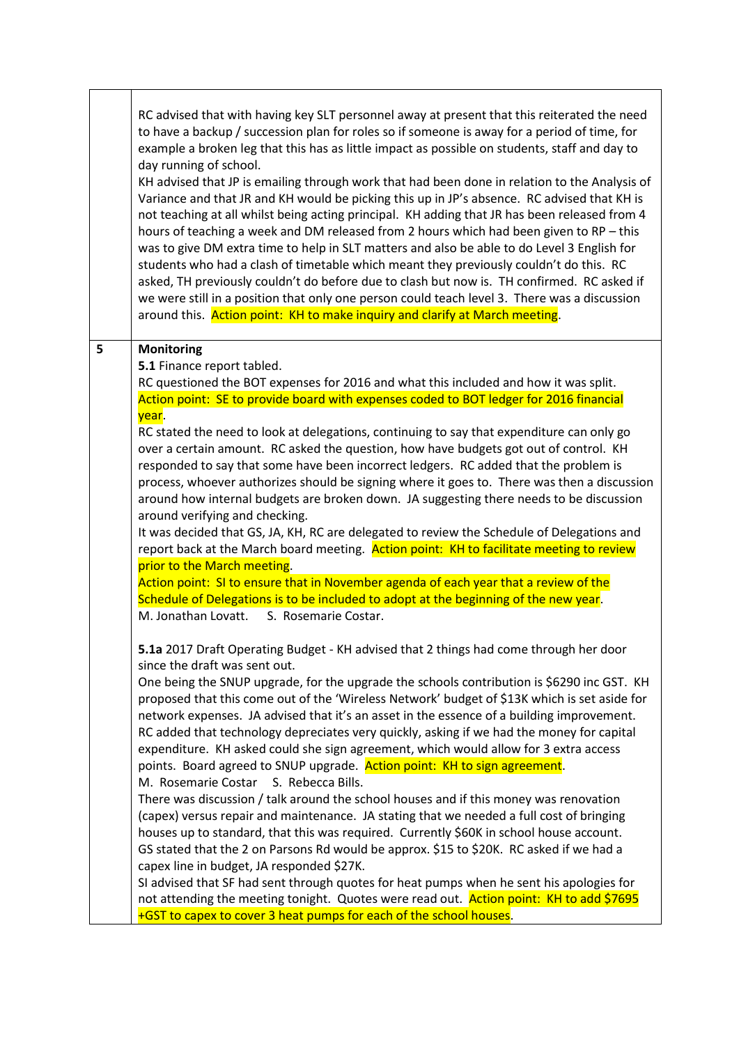| | |
|---|---|
| | RC advised that with having key SLT personnel away at present that this reiterated the need to have a backup / succession plan for roles so if someone is away for a period of time, for example a broken leg that this has as little impact as possible on students, staff and day to day running of school.<br>KH advised that JP is emailing through work that had been done in relation to the Analysis of Variance and that JR and KH would be picking this up in JP's absence. RC advised that KH is not teaching at all whilst being acting principal. KH adding that JR has been released from 4 hours of teaching a week and DM released from 2 hours which had been given to RP – this was to give DM extra time to help in SLT matters and also be able to do Level 3 English for students who had a clash of timetable which meant they previously couldn't do this. RC asked, TH previously couldn't do before due to clash but now is. TH confirmed. RC asked if we were still in a position that only one person could teach level 3. There was a discussion around this. Action point: KH to make inquiry and clarify at March meeting. |
| 5 | **Monitoring**<br>**5.1** Finance report tabled.<br>RC questioned the BOT expenses for 2016 and what this included and how it was split. Action point: SE to provide board with expenses coded to BOT ledger for 2016 financial year.<br>RC stated the need to look at delegations, continuing to say that expenditure can only go over a certain amount. RC asked the question, how have budgets got out of control. KH responded to say that some have been incorrect ledgers. RC added that the problem is process, whoever authorizes should be signing where it goes to. There was then a discussion around how internal budgets are broken down. JA suggesting there needs to be discussion around verifying and checking.<br>It was decided that GS, JA, KH, RC are delegated to review the Schedule of Delegations and report back at the March board meeting. Action point: KH to facilitate meeting to review prior to the March meeting.<br>Action point: SI to ensure that in November agenda of each year that a review of the Schedule of Delegations is to be included to adopt at the beginning of the new year.<br>M. Jonathan Lovatt. S. Rosemarie Costar.<br><br>**5.1a** 2017 Draft Operating Budget - KH advised that 2 things had come through her door since the draft was sent out.<br>One being the SNUP upgrade, for the upgrade the schools contribution is $6290 inc GST. KH proposed that this come out of the 'Wireless Network' budget of $13K which is set aside for network expenses. JA advised that it's an asset in the essence of a building improvement. RC added that technology depreciates very quickly, asking if we had the money for capital expenditure. KH asked could she sign agreement, which would allow for 3 extra access points. Board agreed to SNUP upgrade. Action point: KH to sign agreement.<br>M. Rosemarie Costar S. Rebecca Bills.<br>There was discussion / talk around the school houses and if this money was renovation (capex) versus repair and maintenance. JA stating that we needed a full cost of bringing houses up to standard, that this was required. Currently $60K in school house account. GS stated that the 2 on Parsons Rd would be approx. $15 to $20K. RC asked if we had a capex line in budget, JA responded $27K.<br>SI advised that SF had sent through quotes for heat pumps when he sent his apologies for not attending the meeting tonight. Quotes were read out. Action point: KH to add $7695 +GST to capex to cover 3 heat pumps for each of the school houses. |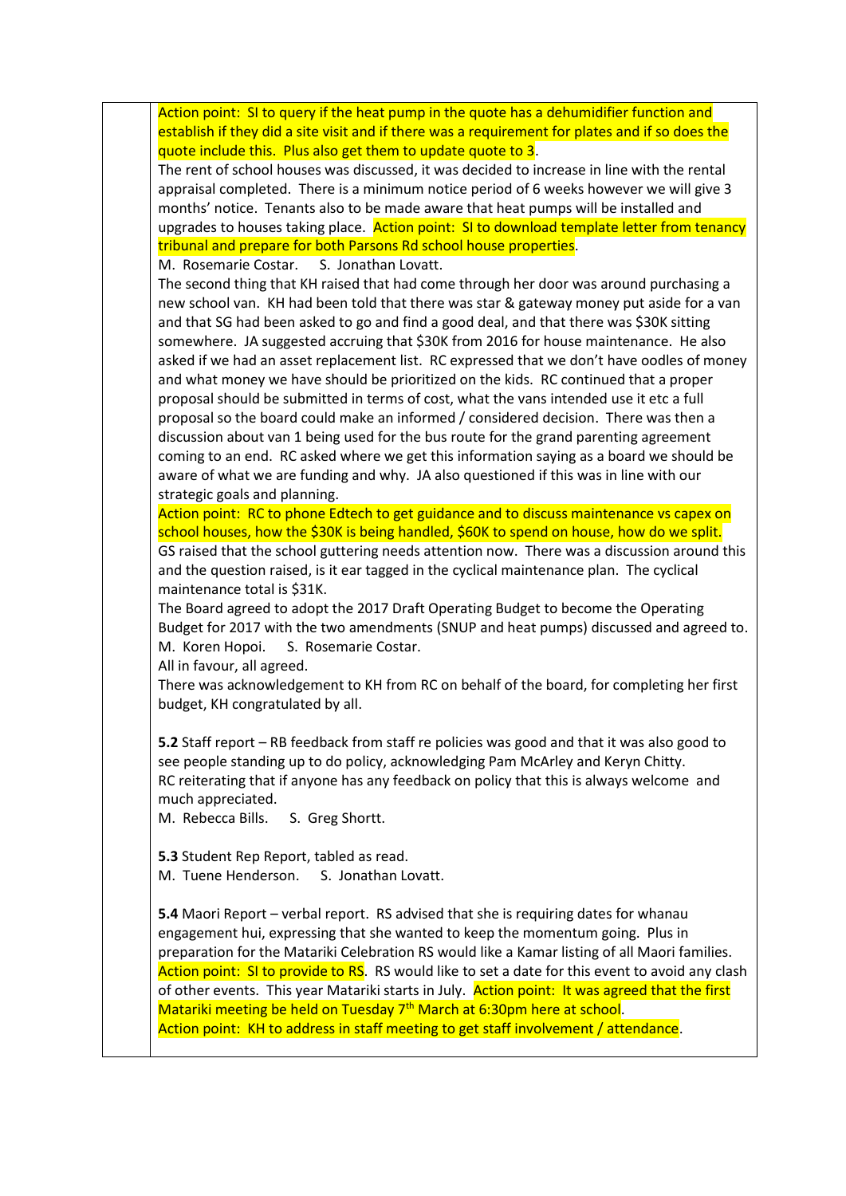Action point: SI to query if the heat pump in the quote has a dehumidifier function and establish if they did a site visit and if there was a requirement for plates and if so does the quote include this. Plus also get them to update quote to 3.

The rent of school houses was discussed, it was decided to increase in line with the rental appraisal completed. There is a minimum notice period of 6 weeks however we will give 3 months' notice. Tenants also to be made aware that heat pumps will be installed and upgrades to houses taking place. Action point: SI to download template letter from tenancy tribunal and prepare for both Parsons Rd school house properties.

M. Rosemarie Costar. S. Jonathan Lovatt.

The second thing that KH raised that had come through her door was around purchasing a new school van. KH had been told that there was star & gateway money put aside for a van and that SG had been asked to go and find a good deal, and that there was $30K sitting somewhere. JA suggested accruing that $30K from 2016 for house maintenance. He also asked if we had an asset replacement list. RC expressed that we don't have oodles of money and what money we have should be prioritized on the kids. RC continued that a proper proposal should be submitted in terms of cost, what the vans intended use it etc a full proposal so the board could make an informed / considered decision. There was then a discussion about van 1 being used for the bus route for the grand parenting agreement coming to an end. RC asked where we get this information saying as a board we should be aware of what we are funding and why. JA also questioned if this was in line with our strategic goals and planning.

Action point: RC to phone Edtech to get guidance and to discuss maintenance vs capex on school houses, how the $30K is being handled, $60K to spend on house, how do we split.

GS raised that the school guttering needs attention now. There was a discussion around this and the question raised, is it ear tagged in the cyclical maintenance plan. The cyclical maintenance total is $31K.

The Board agreed to adopt the 2017 Draft Operating Budget to become the Operating Budget for 2017 with the two amendments (SNUP and heat pumps) discussed and agreed to.

M. Koren Hopoi. S. Rosemarie Costar.

All in favour, all agreed.

There was acknowledgement to KH from RC on behalf of the board, for completing her first budget, KH congratulated by all.

**5.2** Staff report – RB feedback from staff re policies was good and that it was also good to see people standing up to do policy, acknowledging Pam McArley and Keryn Chitty.

RC reiterating that if anyone has any feedback on policy that this is always welcome and much appreciated.

M. Rebecca Bills. S. Greg Shortt.

**5.3** Student Rep Report, tabled as read.

M. Tuene Henderson. S. Jonathan Lovatt.

**5.4** Maori Report – verbal report. RS advised that she is requiring dates for whanau engagement hui, expressing that she wanted to keep the momentum going. Plus in preparation for the Matariki Celebration RS would like a Kamar listing of all Maori families. Action point: SI to provide to RS. RS would like to set a date for this event to avoid any clash of other events. This year Matariki starts in July. Action point: It was agreed that the first Matariki meeting be held on Tuesday 7th March at 6:30pm here at school.

Action point: KH to address in staff meeting to get staff involvement / attendance.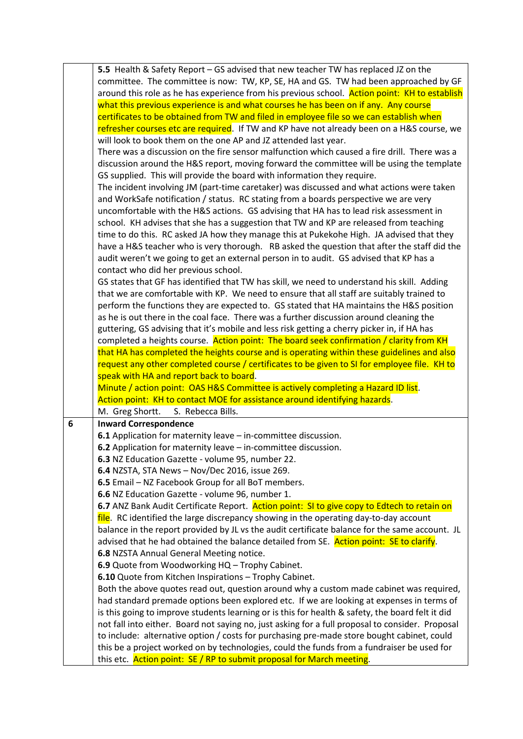| | |
|---|---|
| | **5.5** Health & Safety Report – GS advised that new teacher TW has replaced JZ on the committee. The committee is now: TW, KP, SE, HA and GS. TW had been approached by GF around this role as he has experience from his previous school. Action point: KH to establish what this previous experience is and what courses he has been on if any. Any course certificates to be obtained from TW and filed in employee file so we can establish when refresher courses etc are required. If TW and KP have not already been on a H&S course, we will look to book them on the one AP and JZ attended last year.<br>There was a discussion on the fire sensor malfunction which caused a fire drill. There was a discussion around the H&S report, moving forward the committee will be using the template GS supplied. This will provide the board with information they require.<br>The incident involving JM (part-time caretaker) was discussed and what actions were taken and WorkSafe notification / status. RC stating from a boards perspective we are very uncomfortable with the H&S actions. GS advising that HA has to lead risk assessment in school. KH advises that she has a suggestion that TW and KP are released from teaching time to do this. RC asked JA how they manage this at Pukekohe High. JA advised that they have a H&S teacher who is very thorough. RB asked the question that after the staff did the audit weren't we going to get an external person in to audit. GS advised that KP has a contact who did her previous school.<br>GS states that GF has identified that TW has skill, we need to understand his skill. Adding that we are comfortable with KP. We need to ensure that all staff are suitably trained to perform the functions they are expected to. GS stated that HA maintains the H&S position as he is out there in the coal face. There was a further discussion around cleaning the guttering, GS advising that it's mobile and less risk getting a cherry picker in, if HA has completed a heights course. Action point: The board seek confirmation / clarity from KH that HA has completed the heights course and is operating within these guidelines and also request any other completed course / certificates to be given to SI for employee file. KH to speak with HA and report back to board.<br>Minute / action point: OAS H&S Committee is actively completing a Hazard ID list.<br>Action point: KH to contact MOE for assistance around identifying hazards.<br>M. Greg Shortt. S. Rebecca Bills. |
| 6 | **Inward Correspondence**<br>**6.1** Application for maternity leave – in-committee discussion.<br>**6.2** Application for maternity leave – in-committee discussion.<br>**6.3** NZ Education Gazette - volume 95, number 22.<br>**6.4** NZSTA, STA News – Nov/Dec 2016, issue 269.<br>**6.5** Email – NZ Facebook Group for all BoT members.<br>**6.6** NZ Education Gazette - volume 96, number 1.<br>**6.7** ANZ Bank Audit Certificate Report. Action point: SI to give copy to Edtech to retain on file. RC identified the large discrepancy showing in the operating day-to-day account balance in the report provided by JL vs the audit certificate balance for the same account. JL advised that he had obtained the balance detailed from SE. Action point: SE to clarify.<br>**6.8** NZSTA Annual General Meeting notice.<br>**6.9** Quote from Woodworking HQ – Trophy Cabinet.<br>**6.10** Quote from Kitchen Inspirations – Trophy Cabinet.<br>Both the above quotes read out, question around why a custom made cabinet was required, had standard premade options been explored etc. If we are looking at expenses in terms of is this going to improve students learning or is this for health & safety, the board felt it did not fall into either. Board not saying no, just asking for a full proposal to consider. Proposal to include: alternative option / costs for purchasing pre-made store bought cabinet, could this be a project worked on by technologies, could the funds from a fundraiser be used for this etc. Action point: SE / RP to submit proposal for March meeting. |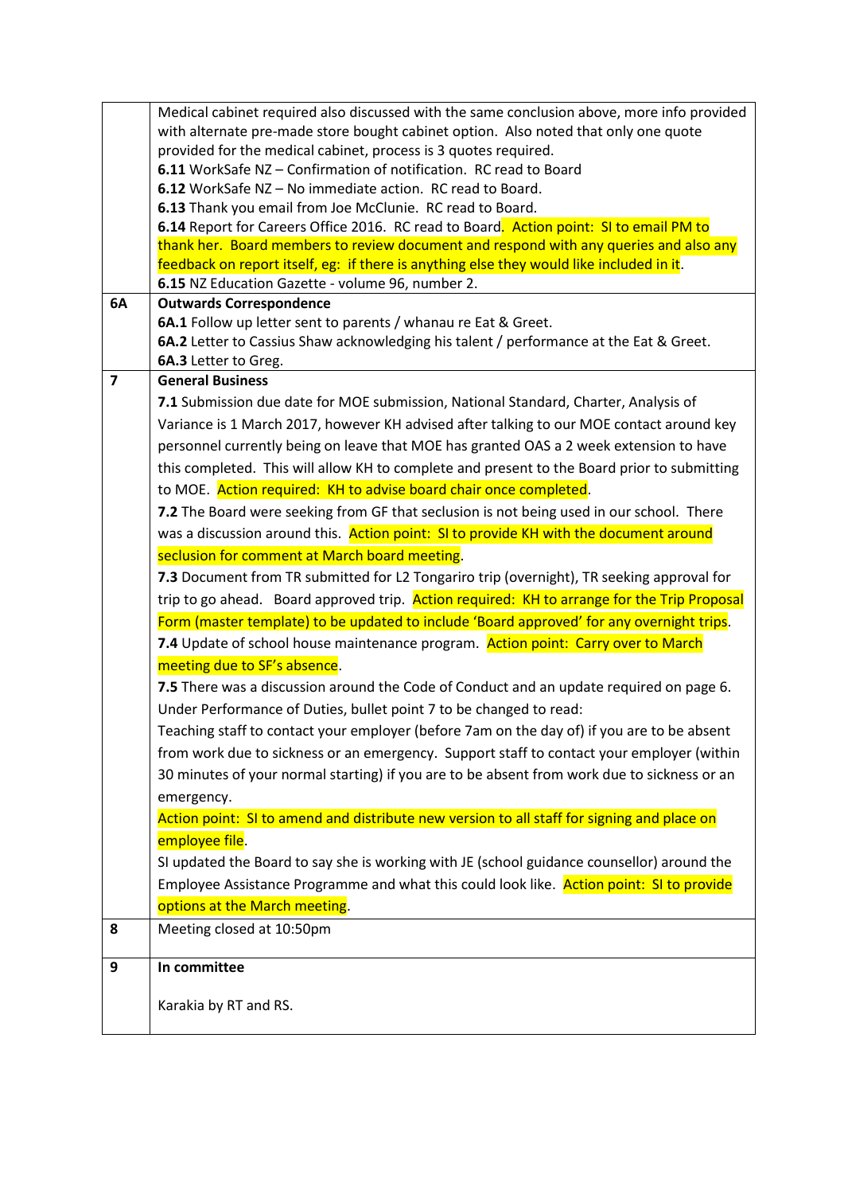| | |
|---|---|
| | Medical cabinet required also discussed with the same conclusion above, more info provided with alternate pre-made store bought cabinet option. Also noted that only one quote provided for the medical cabinet, process is 3 quotes required.<br>**6.11** WorkSafe NZ – Confirmation of notification. RC read to Board<br>**6.12** WorkSafe NZ – No immediate action. RC read to Board.<br>**6.13** Thank you email from Joe McClunie. RC read to Board.<br>**6.14** Report for Careers Office 2016. RC read to Board. Action point: SI to email PM to thank her. Board members to review document and respond with any queries and also any feedback on report itself, eg: if there is anything else they would like included in it.<br>**6.15** NZ Education Gazette - volume 96, number 2. |
| **6A** | **Outwards Correspondence**<br>**6A.1** Follow up letter sent to parents / whanau re Eat & Greet.<br>**6A.2** Letter to Cassius Shaw acknowledging his talent / performance at the Eat & Greet.<br>**6A.3** Letter to Greg. |
| **7** | **General Business**<br>**7.1** Submission due date for MOE submission, National Standard, Charter, Analysis of Variance is 1 March 2017, however KH advised after talking to our MOE contact around key personnel currently being on leave that MOE has granted OAS a 2 week extension to have this completed. This will allow KH to complete and present to the Board prior to submitting to MOE. Action required: KH to advise board chair once completed.<br>**7.2** The Board were seeking from GF that seclusion is not being used in our school. There was a discussion around this. Action point: SI to provide KH with the document around seclusion for comment at March board meeting.<br>**7.3** Document from TR submitted for L2 Tongariro trip (overnight), TR seeking approval for trip to go ahead. Board approved trip. Action required: KH to arrange for the Trip Proposal Form (master template) to be updated to include 'Board approved' for any overnight trips.<br>**7.4** Update of school house maintenance program. Action point: Carry over to March meeting due to SF's absence.<br>**7.5** There was a discussion around the Code of Conduct and an update required on page 6. Under Performance of Duties, bullet point 7 to be changed to read:<br>Teaching staff to contact your employer (before 7am on the day of) if you are to be absent from work due to sickness or an emergency. Support staff to contact your employer (within 30 minutes of your normal starting) if you are to be absent from work due to sickness or an emergency.<br>Action point: SI to amend and distribute new version to all staff for signing and place on employee file.<br>SI updated the Board to say she is working with JE (school guidance counsellor) around the Employee Assistance Programme and what this could look like. Action point: SI to provide options at the March meeting. |
| **8** | Meeting closed at 10:50pm |
| **9** | **In committee**<br><br>Karakia by RT and RS. |